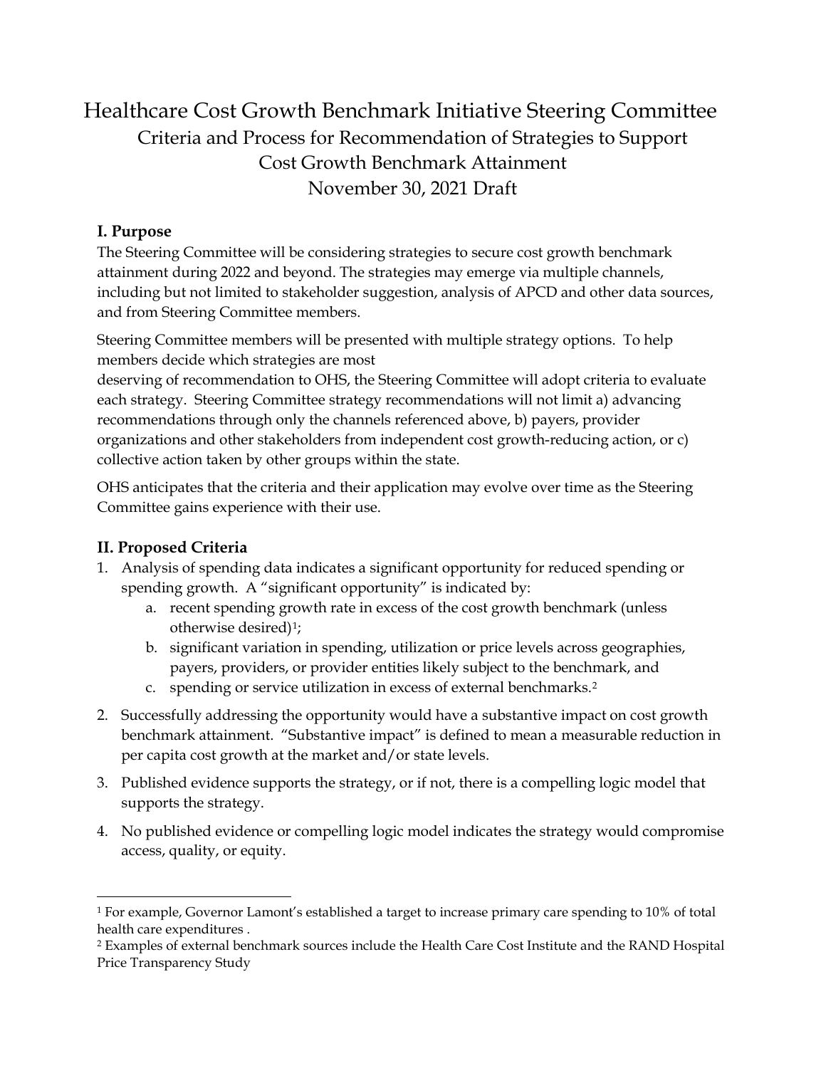# Healthcare Cost Growth Benchmark Initiative Steering Committee

## Criteria and Process for Recommendation of Strategies to Support Cost Growth Benchmark Attainment

## November 30, 2021 Draft

### I. Purpose

The Steering Committee will be considering strategies to secure cost growth benchmark attainment during 2022 and beyond. The strategies may emerge via multiple channels, including but not limited to stakeholder suggestion, analysis of APCD and other data sources, and from Steering Committee members.

Steering Committee members will be presented with multiple strategy options. To help members decide which strategies are most deserving of recommendation to OHS, the Steering Committee will adopt criteria to evaluate each strategy. Steering Committee strategy recommendations will not limit a) advancing recommendations through only the channels referenced above, b) payers, provider organizations and other stakeholders from independent cost growth-reducing action, or c) collective action taken by other groups within the state.

OHS anticipates that the criteria and their application may evolve over time as the Steering Committee gains experience with their use.

### II. Proposed Criteria

1. Analysis of spending data indicates a significant opportunity for reduced spending or spending growth. A "significant opportunity" is indicated by:
   a. recent spending growth rate in excess of the cost growth benchmark (unless otherwise desired)[1];
   b. significant variation in spending, utilization or price levels across geographies, payers, providers, or provider entities likely subject to the benchmark, and
   c. spending or service utilization in excess of external benchmarks.[2]
2. Successfully addressing the opportunity would have a substantive impact on cost growth benchmark attainment. "Substantive impact" is defined to mean a measurable reduction in per capita cost growth at the market and/or state levels.
3. Published evidence supports the strategy, or if not, there is a compelling logic model that supports the strategy.
4. No published evidence or compelling logic model indicates the strategy would compromise access, quality, or equity.

---

[1] For example, Governor Lamont's established a target to increase primary care spending to 10% of total health care expenditures .

[2] Examples of external benchmark sources include the Health Care Cost Institute and the RAND Hospital Price Transparency Study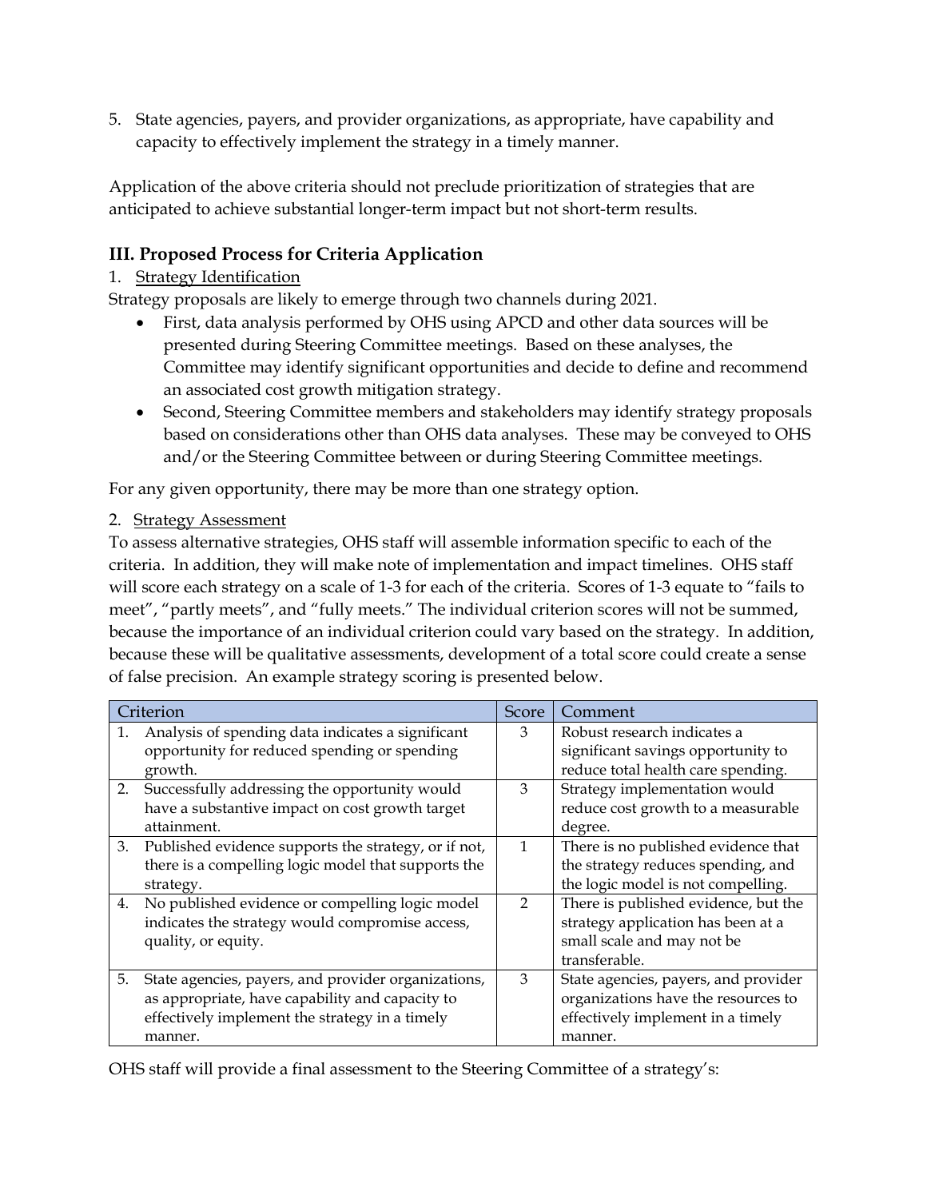5. State agencies, payers, and provider organizations, as appropriate, have capability and capacity to effectively implement the strategy in a timely manner.

Application of the above criteria should not preclude prioritization of strategies that are anticipated to achieve substantial longer-term impact but not short-term results.

## III. Proposed Process for Criteria Application

1. Strategy Identification

Strategy proposals are likely to emerge through two channels during 2021.

- First, data analysis performed by OHS using APCD and other data sources will be presented during Steering Committee meetings. Based on these analyses, the Committee may identify significant opportunities and decide to define and recommend an associated cost growth mitigation strategy.
- Second, Steering Committee members and stakeholders may identify strategy proposals based on considerations other than OHS data analyses. These may be conveyed to OHS and/or the Steering Committee between or during Steering Committee meetings.

For any given opportunity, there may be more than one strategy option.

2. Strategy Assessment

To assess alternative strategies, OHS staff will assemble information specific to each of the criteria. In addition, they will make note of implementation and impact timelines. OHS staff will score each strategy on a scale of 1-3 for each of the criteria. Scores of 1-3 equate to "fails to meet", "partly meets", and "fully meets." The individual criterion scores will not be summed, because the importance of an individual criterion could vary based on the strategy. In addition, because these will be qualitative assessments, development of a total score could create a sense of false precision. An example strategy scoring is presented below.

| Criterion | Score | Comment |
|---|---|---|
| 1. Analysis of spending data indicates a significant opportunity for reduced spending or spending growth. | 3 | Robust research indicates a significant savings opportunity to reduce total health care spending. |
| 2. Successfully addressing the opportunity would have a substantive impact on cost growth target attainment. | 3 | Strategy implementation would reduce cost growth to a measurable degree. |
| 3. Published evidence supports the strategy, or if not, there is a compelling logic model that supports the strategy. | 1 | There is no published evidence that the strategy reduces spending, and the logic model is not compelling. |
| 4. No published evidence or compelling logic model indicates the strategy would compromise access, quality, or equity. | 2 | There is published evidence, but the strategy application has been at a small scale and may not be transferable. |
| 5. State agencies, payers, and provider organizations, as appropriate, have capability and capacity to effectively implement the strategy in a timely manner. | 3 | State agencies, payers, and provider organizations have the resources to effectively implement in a timely manner. |

OHS staff will provide a final assessment to the Steering Committee of a strategy's: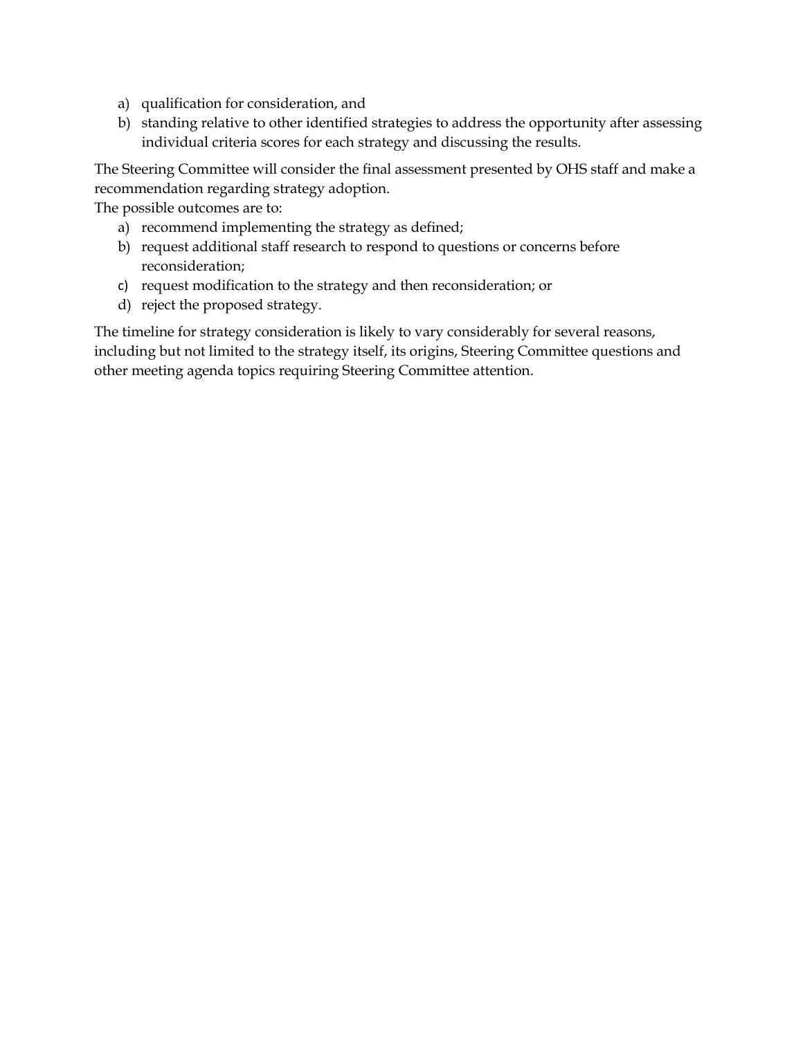a) qualification for consideration, and
b) standing relative to other identified strategies to address the opportunity after assessing individual criteria scores for each strategy and discussing the results.

The Steering Committee will consider the final assessment presented by OHS staff and make a recommendation regarding strategy adoption.
The possible outcomes are to:

a) recommend implementing the strategy as defined;
b) request additional staff research to respond to questions or concerns before reconsideration;
c) request modification to the strategy and then reconsideration; or
d) reject the proposed strategy.

The timeline for strategy consideration is likely to vary considerably for several reasons, including but not limited to the strategy itself, its origins, Steering Committee questions and other meeting agenda topics requiring Steering Committee attention.